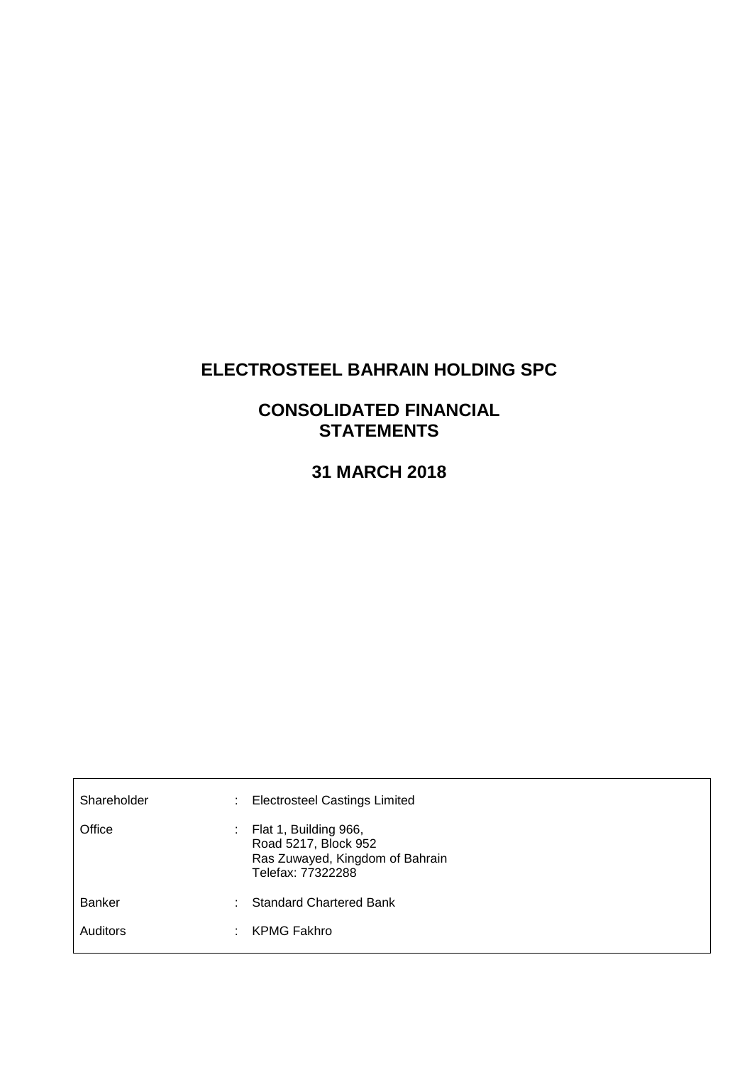# ELECTROSTEEL BAHRAIN HOLDING SPC

## CONSOLIDATED FINANCIAL STATEMENTS

## 31 MARCH 2018

| | | |
|---|---|---|
| Shareholder | : | Electrosteel Castings Limited |
| Office | : | Flat 1, Building 966,<br>Road 5217, Block 952<br>Ras Zuwayed, Kingdom of Bahrain<br>Telefax: 77322288 |
| Banker | : | Standard Chartered Bank |
| Auditors | : | KPMG Fakhro |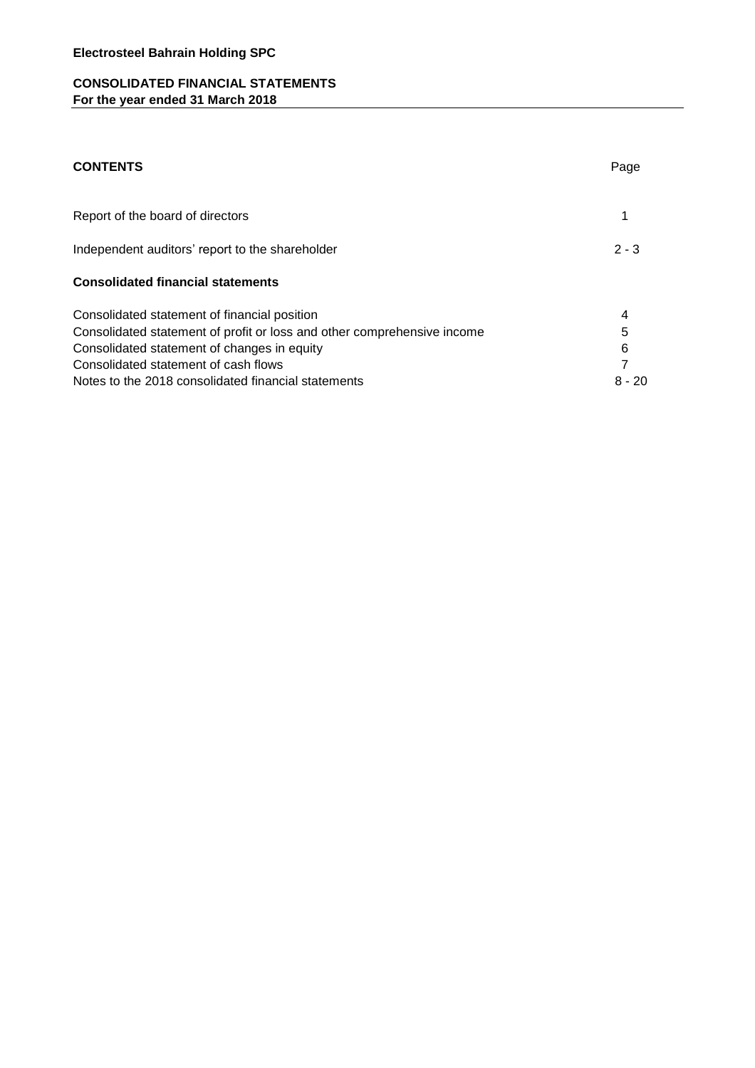**Electrosteel Bahrain Holding SPC**

**CONSOLIDATED FINANCIAL STATEMENTS**
**For the year ended 31 March 2018**

| **CONTENTS** | Page |
|---|---|
| Report of the board of directors | 1 |
| Independent auditors' report to the shareholder | 2 - 3 |
| **Consolidated financial statements** | |
| Consolidated statement of financial position | 4 |
| Consolidated statement of profit or loss and other comprehensive income | 5 |
| Consolidated statement of changes in equity | 6 |
| Consolidated statement of cash flows | 7 |
| Notes to the 2018 consolidated financial statements | 8 - 20 |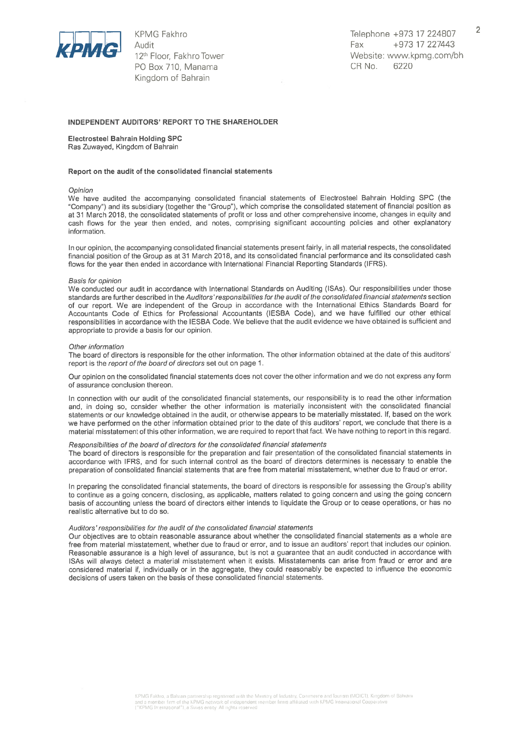KPMG Fakhro
Audit
12th Floor, Fakhro Tower
PO Box 710, Manama
Kingdom of Bahrain

Telephone +973 17 224807
Fax +973 17 227443
Website: www.kpmg.com/bh
CR No. 6220

## INDEPENDENT AUDITORS' REPORT TO THE SHAREHOLDER

**Electrosteel Bahrain Holding SPC**
Ras Zuwayed, Kingdom of Bahrain

### Report on the audit of the consolidated financial statements

*Opinion*

We have audited the accompanying consolidated financial statements of Electrosteel Bahrain Holding SPC (the "Company") and its subsidiary (together the "Group"), which comprise the consolidated statement of financial position as at 31 March 2018, the consolidated statements of profit or loss and other comprehensive income, changes in equity and cash flows for the year then ended, and notes, comprising significant accounting policies and other explanatory information.

In our opinion, the accompanying consolidated financial statements present fairly, in all material respects, the consolidated financial position of the Group as at 31 March 2018, and its consolidated financial performance and its consolidated cash flows for the year then ended in accordance with International Financial Reporting Standards (IFRS).

*Basis for opinion*

We conducted our audit in accordance with International Standards on Auditing (ISAs). Our responsibilities under those standards are further described in the *Auditors' responsibilities for the audit of the consolidated financial statements* section of our report. We are independent of the Group in accordance with the International Ethics Standards Board for Accountants Code of Ethics for Professional Accountants (IESBA Code), and we have fulfilled our other ethical responsibilities in accordance with the IESBA Code. We believe that the audit evidence we have obtained is sufficient and appropriate to provide a basis for our opinion.

*Other information*

The board of directors is responsible for the other information. The other information obtained at the date of this auditors' report is the *report of the board of directors* set out on page 1.

Our opinion on the consolidated financial statements does not cover the other information and we do not express any form of assurance conclusion thereon.

In connection with our audit of the consolidated financial statements, our responsibility is to read the other information and, in doing so, consider whether the other information is materially inconsistent with the consolidated financial statements or our knowledge obtained in the audit, or otherwise appears to be materially misstated. If, based on the work we have performed on the other information obtained prior to the date of this auditors' report, we conclude that there is a material misstatement of this other information, we are required to report that fact. We have nothing to report in this regard.

*Responsibilities of the board of directors for the consolidated financial statements*

The board of directors is responsible for the preparation and fair presentation of the consolidated financial statements in accordance with IFRS, and for such internal control as the board of directors determines is necessary to enable the preparation of consolidated financial statements that are free from material misstatement, whether due to fraud or error.

In preparing the consolidated financial statements, the board of directors is responsible for assessing the Group's ability to continue as a going concern, disclosing, as applicable, matters related to going concern and using the going concern basis of accounting unless the board of directors either intends to liquidate the Group or to cease operations, or has no realistic alternative but to do so.

*Auditors' responsibilities for the audit of the consolidated financial statements*

Our objectives are to obtain reasonable assurance about whether the consolidated financial statements as a whole are free from material misstatement, whether due to fraud or error, and to issue an auditors' report that includes our opinion. Reasonable assurance is a high level of assurance, but is not a guarantee that an audit conducted in accordance with ISAs will always detect a material misstatement when it exists. Misstatements can arise from fraud or error and are considered material if, individually or in the aggregate, they could reasonably be expected to influence the economic decisions of users taken on the basis of these consolidated financial statements.

KPMG Fakhro, a Bahrain partnership registered with the Ministry of Industry, Commerce and Tourism (MOICT), Kingdom of Bahrain and a member firm of the KPMG network of independent member firms affiliated with KPMG International Cooperative ("KPMG International"), a Swiss entity. All rights reserved.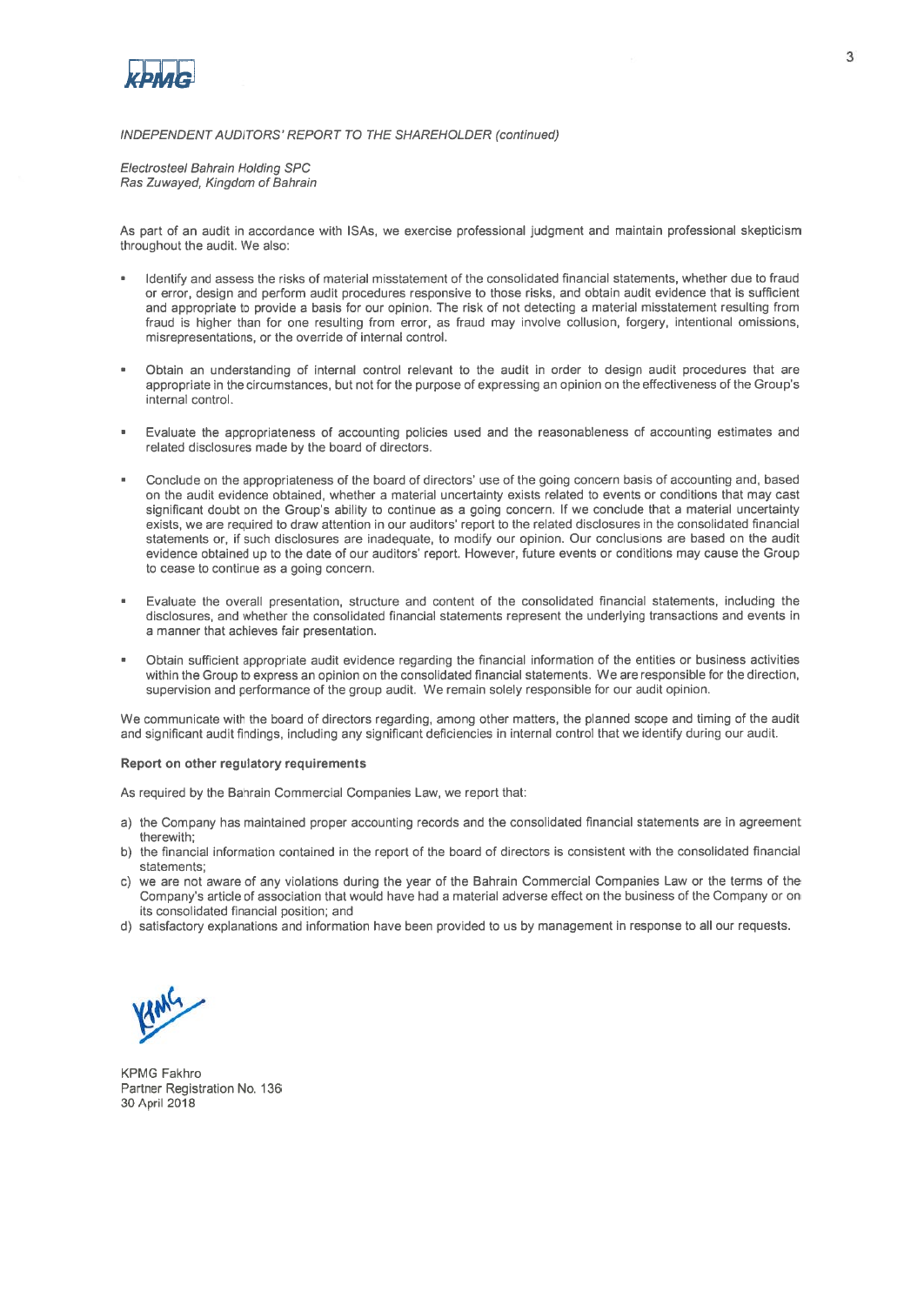*INDEPENDENT AUDITORS' REPORT TO THE SHAREHOLDER (continued)*

*Electrosteel Bahrain Holding SPC*
*Ras Zuwayed, Kingdom of Bahrain*

As part of an audit in accordance with ISAs, we exercise professional judgment and maintain professional skepticism throughout the audit. We also:

- Identify and assess the risks of material misstatement of the consolidated financial statements, whether due to fraud or error, design and perform audit procedures responsive to those risks, and obtain audit evidence that is sufficient and appropriate to provide a basis for our opinion. The risk of not detecting a material misstatement resulting from fraud is higher than for one resulting from error, as fraud may involve collusion, forgery, intentional omissions, misrepresentations, or the override of internal control.

- Obtain an understanding of internal control relevant to the audit in order to design audit procedures that are appropriate in the circumstances, but not for the purpose of expressing an opinion on the effectiveness of the Group's internal control.

- Evaluate the appropriateness of accounting policies used and the reasonableness of accounting estimates and related disclosures made by the board of directors.

- Conclude on the appropriateness of the board of directors' use of the going concern basis of accounting and, based on the audit evidence obtained, whether a material uncertainty exists related to events or conditions that may cast significant doubt on the Group's ability to continue as a going concern. If we conclude that a material uncertainty exists, we are required to draw attention in our auditors' report to the related disclosures in the consolidated financial statements or, if such disclosures are inadequate, to modify our opinion. Our conclusions are based on the audit evidence obtained up to the date of our auditors' report. However, future events or conditions may cause the Group to cease to continue as a going concern.

- Evaluate the overall presentation, structure and content of the consolidated financial statements, including the disclosures, and whether the consolidated financial statements represent the underlying transactions and events in a manner that achieves fair presentation.

- Obtain sufficient appropriate audit evidence regarding the financial information of the entities or business activities within the Group to express an opinion on the consolidated financial statements. We are responsible for the direction, supervision and performance of the group audit. We remain solely responsible for our audit opinion.

We communicate with the board of directors regarding, among other matters, the planned scope and timing of the audit and significant audit findings, including any significant deficiencies in internal control that we identify during our audit.

**Report on other regulatory requirements**

As required by the Bahrain Commercial Companies Law, we report that:

a) the Company has maintained proper accounting records and the consolidated financial statements are in agreement therewith;
b) the financial information contained in the report of the board of directors is consistent with the consolidated financial statements;
c) we are not aware of any violations during the year of the Bahrain Commercial Companies Law or the terms of the Company's article of association that would have had a material adverse effect on the business of the Company or on its consolidated financial position; and
d) satisfactory explanations and information have been provided to us by management in response to all our requests.

KPMG Fakhro
Partner Registration No. 136
30 April 2018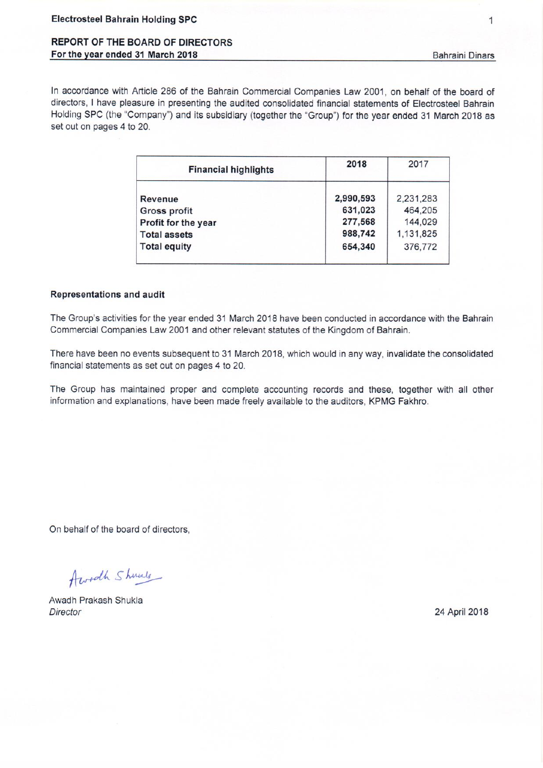**Electrosteel Bahrain Holding SPC**

## REPORT OF THE BOARD OF DIRECTORS
**For the year ended 31 March 2018**

Bahraini Dinars

In accordance with Article 286 of the Bahrain Commercial Companies Law 2001, on behalf of the board of directors, I have pleasure in presenting the audited consolidated financial statements of Electrosteel Bahrain Holding SPC (the "Company") and its subsidiary (together the "Group") for the year ended 31 March 2018 as set out on pages 4 to 20.

| Financial highlights | 2018 | 2017 |
|---|---|---|
| Revenue | **2,990,593** | 2,231,283 |
| Gross profit | **631,023** | 464,205 |
| Profit for the year | **277,568** | 144,029 |
| Total assets | **988,742** | 1,131,825 |
| Total equity | **654,340** | 376,772 |

### Representations and audit

The Group's activities for the year ended 31 March 2018 have been conducted in accordance with the Bahrain Commercial Companies Law 2001 and other relevant statutes of the Kingdom of Bahrain.

There have been no events subsequent to 31 March 2018, which would in any way, invalidate the consolidated financial statements as set out on pages 4 to 20.

The Group has maintained proper and complete accounting records and these, together with all other information and explanations, have been made freely available to the auditors, KPMG Fakhro.

On behalf of the board of directors,

Awadh Prakash Shukla
*Director*

24 April 2018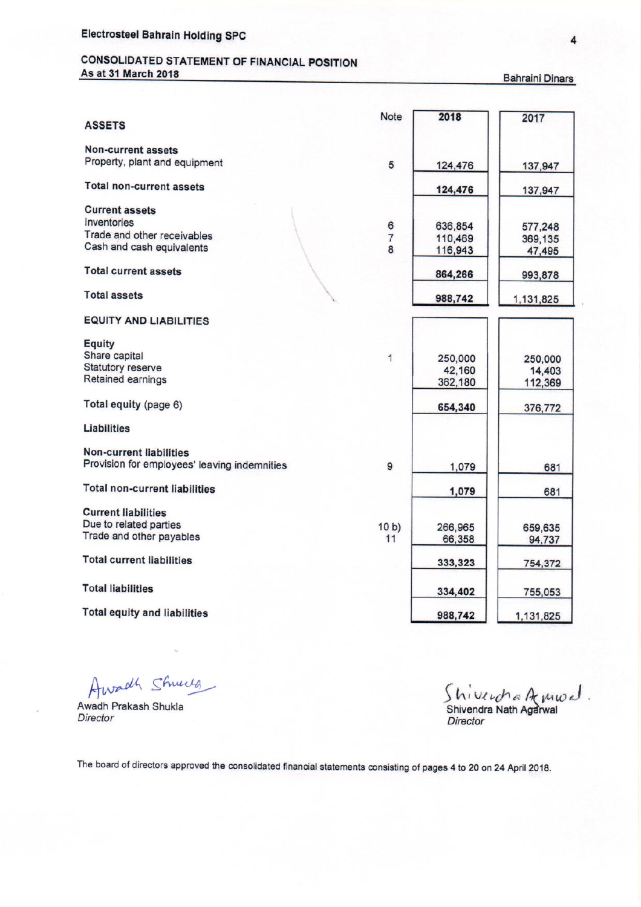Electrosteel Bahrain Holding SPC

## CONSOLIDATED STATEMENT OF FINANCIAL POSITION

**As at 31 March 2018**

Bahraini Dinars

| | Note | 2018 | 2017 |
|---|---|---|---|
| **ASSETS** | | | |
| **Non-current assets** | | | |
| Property, plant and equipment | 5 | 124,476 | 137,947 |
| **Total non-current assets** | | **124,476** | **137,947** |
| **Current assets** | | | |
| Inventories | 6 | 636,854 | 577,248 |
| Trade and other receivables | 7 | 110,469 | 369,135 |
| Cash and cash equivalents | 8 | 116,943 | 47,495 |
| **Total current assets** | | **864,266** | **993,878** |
| **Total assets** | | **988,742** | **1,131,825** |
| **EQUITY AND LIABILITIES** | | | |
| **Equity** | | | |
| Share capital | 1 | 250,000 | 250,000 |
| Statutory reserve | | 42,160 | 14,403 |
| Retained earnings | | 362,180 | 112,369 |
| **Total equity** (page 6) | | **654,340** | **376,772** |
| **Liabilities** | | | |
| **Non-current liabilities** | | | |
| Provision for employees' leaving indemnities | 9 | 1,079 | 681 |
| **Total non-current liabilities** | | **1,079** | **681** |
| **Current liabilities** | | | |
| Due to related parties | 10 b) | 266,965 | 659,635 |
| Trade and other payables | 11 | 66,358 | 94,737 |
| **Total current liabilities** | | **333,323** | **754,372** |
| **Total liabilities** | | **334,402** | **755,053** |
| **Total equity and liabilities** | | **988,742** | **1,131,825** |

Awadh Prakash Shukla
*Director*

Shivendra Nath Agarwal
*Director*

The board of directors approved the consolidated financial statements consisting of pages 4 to 20 on 24 April 2018.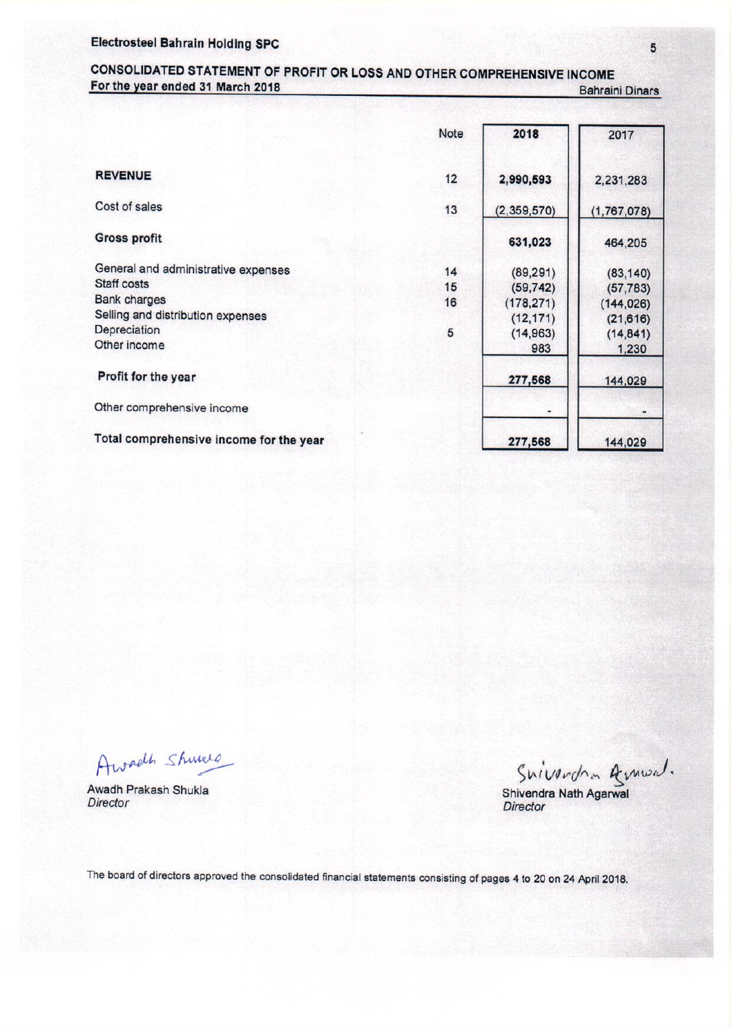Electrosteel Bahrain Holding SPC

## CONSOLIDATED STATEMENT OF PROFIT OR LOSS AND OTHER COMPREHENSIVE INCOME

For the year ended 31 March 2018

Bahraini Dinars

| | Note | 2018 | 2017 |
|---|---|---|---|
| **REVENUE** | 12 | **2,990,593** | 2,231,283 |
| Cost of sales | 13 | (2,359,570) | (1,767,078) |
| **Gross profit** | | **631,023** | 464,205 |
| General and administrative expenses | 14 | (89,291) | (83,140) |
| Staff costs | 15 | (59,742) | (57,783) |
| Bank charges | 16 | (178,271) | (144,026) |
| Selling and distribution expenses | | (12,171) | (21,616) |
| Depreciation | 5 | (14,963) | (14,841) |
| Other income | | 983 | 1,230 |
| **Profit for the year** | | **277,568** | 144,029 |
| Other comprehensive income | | - | - |
| **Total comprehensive income for the year** | | **277,568** | 144,029 |

Awadh Prakash Shukla
*Director*

Shivendra Nath Agarwal
*Director*

The board of directors approved the consolidated financial statements consisting of pages 4 to 20 on 24 April 2018.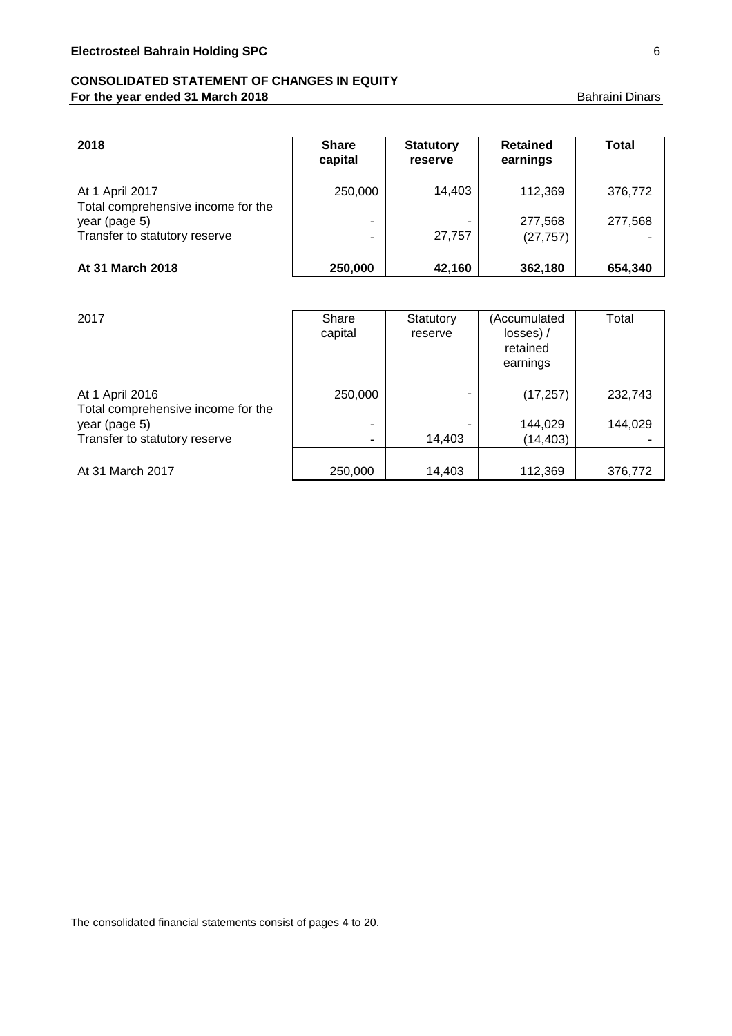**Electrosteel Bahrain Holding SPC**

## CONSOLIDATED STATEMENT OF CHANGES IN EQUITY
**For the year ended 31 March 2018**

Bahraini Dinars

| **2018** | **Share capital** | **Statutory reserve** | **Retained earnings** | **Total** |
|---|---|---|---|---|
| At 1 April 2017 | 250,000 | 14,403 | 112,369 | 376,772 |
| Total comprehensive income for the year (page 5) | - | - | 277,568 | 277,568 |
| Transfer to statutory reserve | - | 27,757 | (27,757) | - |
| **At 31 March 2018** | **250,000** | **42,160** | **362,180** | **654,340** |

| 2017 | Share capital | Statutory reserve | (Accumulated losses) / retained earnings | Total |
|---|---|---|---|---|
| At 1 April 2016 | 250,000 | - | (17,257) | 232,743 |
| Total comprehensive income for the year (page 5) | - | - | 144,029 | 144,029 |
| Transfer to statutory reserve | - | 14,403 | (14,403) | - |
| At 31 March 2017 | 250,000 | 14,403 | 112,369 | 376,772 |

The consolidated financial statements consist of pages 4 to 20.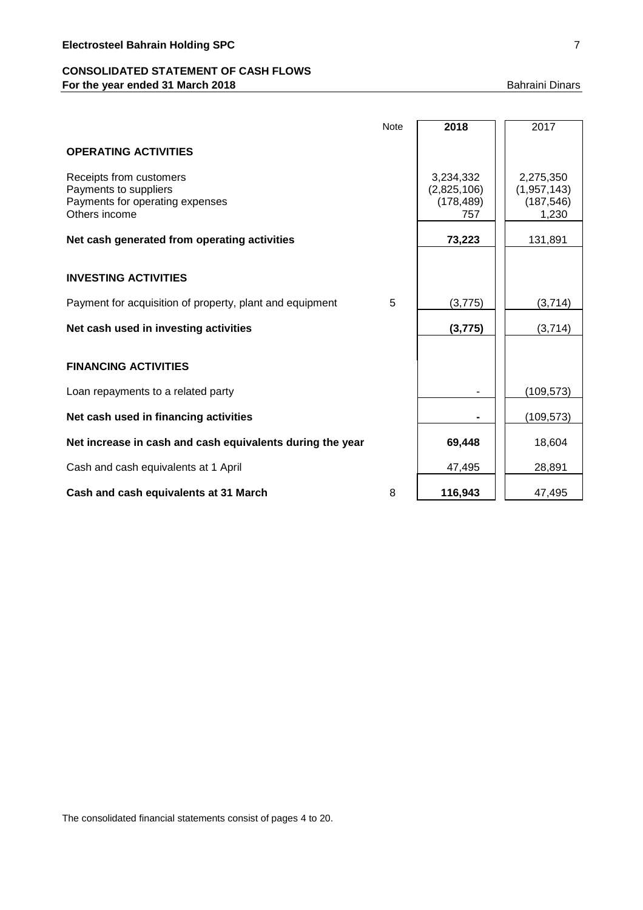**Electrosteel Bahrain Holding SPC**

## CONSOLIDATED STATEMENT OF CASH FLOWS

**For the year ended 31 March 2018**

Bahraini Dinars

| | Note | **2018** | 2017 |
|---|---|---|---|
| **OPERATING ACTIVITIES** | | | |
| Receipts from customers | | 3,234,332 | 2,275,350 |
| Payments to suppliers | | (2,825,106) | (1,957,143) |
| Payments for operating expenses | | (178,489) | (187,546) |
| Others income | | 757 | 1,230 |
| **Net cash generated from operating activities** | | **73,223** | 131,891 |
| **INVESTING ACTIVITIES** | | | |
| Payment for acquisition of property, plant and equipment | 5 | (3,775) | (3,714) |
| **Net cash used in investing activities** | | **(3,775)** | (3,714) |
| **FINANCING ACTIVITIES** | | | |
| Loan repayments to a related party | | - | (109,573) |
| **Net cash used in financing activities** | | **-** | (109,573) |
| **Net increase in cash and cash equivalents during the year** | | **69,448** | 18,604 |
| Cash and cash equivalents at 1 April | | 47,495 | 28,891 |
| **Cash and cash equivalents at 31 March** | 8 | **116,943** | 47,495 |

The consolidated financial statements consist of pages 4 to 20.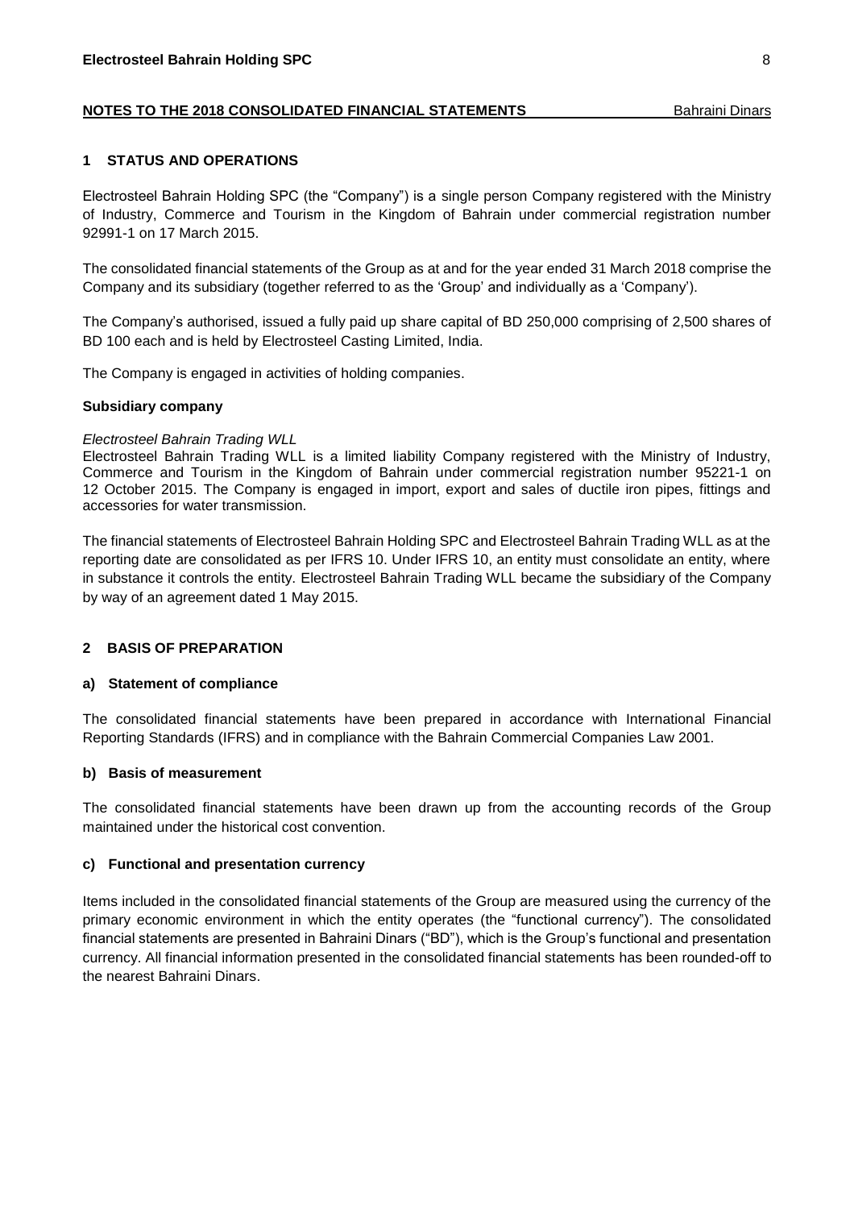## NOTES TO THE 2018 CONSOLIDATED FINANCIAL STATEMENTS

Bahraini Dinars

## 1 STATUS AND OPERATIONS

Electrosteel Bahrain Holding SPC (the "Company") is a single person Company registered with the Ministry of Industry, Commerce and Tourism in the Kingdom of Bahrain under commercial registration number 92991-1 on 17 March 2015.

The consolidated financial statements of the Group as at and for the year ended 31 March 2018 comprise the Company and its subsidiary (together referred to as the 'Group' and individually as a 'Company').

The Company's authorised, issued a fully paid up share capital of BD 250,000 comprising of 2,500 shares of BD 100 each and is held by Electrosteel Casting Limited, India.

The Company is engaged in activities of holding companies.

**Subsidiary company**

*Electrosteel Bahrain Trading WLL*

Electrosteel Bahrain Trading WLL is a limited liability Company registered with the Ministry of Industry, Commerce and Tourism in the Kingdom of Bahrain under commercial registration number 95221-1 on 12 October 2015. The Company is engaged in import, export and sales of ductile iron pipes, fittings and accessories for water transmission.

The financial statements of Electrosteel Bahrain Holding SPC and Electrosteel Bahrain Trading WLL as at the reporting date are consolidated as per IFRS 10. Under IFRS 10, an entity must consolidate an entity, where in substance it controls the entity. Electrosteel Bahrain Trading WLL became the subsidiary of the Company by way of an agreement dated 1 May 2015.

## 2 BASIS OF PREPARATION

### a) Statement of compliance

The consolidated financial statements have been prepared in accordance with International Financial Reporting Standards (IFRS) and in compliance with the Bahrain Commercial Companies Law 2001.

### b) Basis of measurement

The consolidated financial statements have been drawn up from the accounting records of the Group maintained under the historical cost convention.

### c) Functional and presentation currency

Items included in the consolidated financial statements of the Group are measured using the currency of the primary economic environment in which the entity operates (the "functional currency"). The consolidated financial statements are presented in Bahraini Dinars ("BD"), which is the Group's functional and presentation currency. All financial information presented in the consolidated financial statements has been rounded-off to the nearest Bahraini Dinars.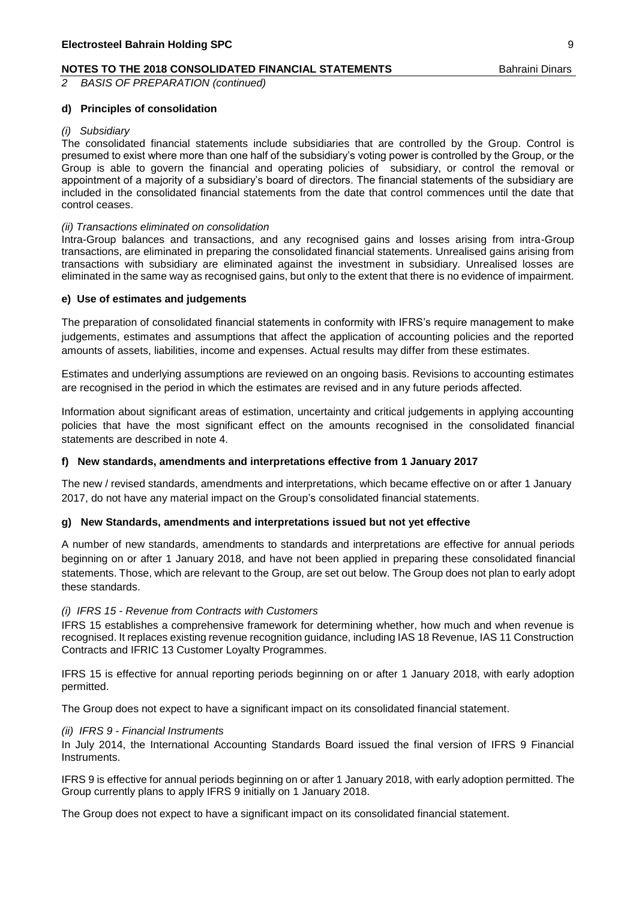*2 BASIS OF PREPARATION (continued)*

**d) Principles of consolidation**

*(i) Subsidiary*

The consolidated financial statements include subsidiaries that are controlled by the Group. Control is presumed to exist where more than one half of the subsidiary's voting power is controlled by the Group, or the Group is able to govern the financial and operating policies of subsidiary, or control the removal or appointment of a majority of a subsidiary's board of directors. The financial statements of the subsidiary are included in the consolidated financial statements from the date that control commences until the date that control ceases.

*(ii) Transactions eliminated on consolidation*

Intra-Group balances and transactions, and any recognised gains and losses arising from intra-Group transactions, are eliminated in preparing the consolidated financial statements. Unrealised gains arising from transactions with subsidiary are eliminated against the investment in subsidiary. Unrealised losses are eliminated in the same way as recognised gains, but only to the extent that there is no evidence of impairment.

**e) Use of estimates and judgements**

The preparation of consolidated financial statements in conformity with IFRS's require management to make judgements, estimates and assumptions that affect the application of accounting policies and the reported amounts of assets, liabilities, income and expenses. Actual results may differ from these estimates.

Estimates and underlying assumptions are reviewed on an ongoing basis. Revisions to accounting estimates are recognised in the period in which the estimates are revised and in any future periods affected.

Information about significant areas of estimation, uncertainty and critical judgements in applying accounting policies that have the most significant effect on the amounts recognised in the consolidated financial statements are described in note 4.

**f) New standards, amendments and interpretations effective from 1 January 2017**

The new / revised standards, amendments and interpretations, which became effective on or after 1 January 2017, do not have any material impact on the Group's consolidated financial statements.

**g) New Standards, amendments and interpretations issued but not yet effective**

A number of new standards, amendments to standards and interpretations are effective for annual periods beginning on or after 1 January 2018, and have not been applied in preparing these consolidated financial statements. Those, which are relevant to the Group, are set out below. The Group does not plan to early adopt these standards.

*(i) IFRS 15 - Revenue from Contracts with Customers*

IFRS 15 establishes a comprehensive framework for determining whether, how much and when revenue is recognised. It replaces existing revenue recognition guidance, including IAS 18 Revenue, IAS 11 Construction Contracts and IFRIC 13 Customer Loyalty Programmes.

IFRS 15 is effective for annual reporting periods beginning on or after 1 January 2018, with early adoption permitted.

The Group does not expect to have a significant impact on its consolidated financial statement.

*(ii) IFRS 9 - Financial Instruments*

In July 2014, the International Accounting Standards Board issued the final version of IFRS 9 Financial Instruments.

IFRS 9 is effective for annual periods beginning on or after 1 January 2018, with early adoption permitted. The Group currently plans to apply IFRS 9 initially on 1 January 2018.

The Group does not expect to have a significant impact on its consolidated financial statement.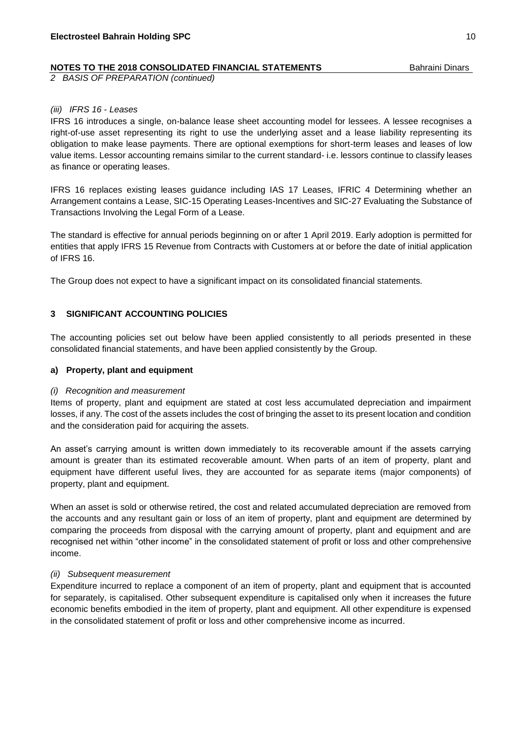*2 BASIS OF PREPARATION (continued)*

*(iii) IFRS 16 - Leases*

IFRS 16 introduces a single, on-balance lease sheet accounting model for lessees. A lessee recognises a right-of-use asset representing its right to use the underlying asset and a lease liability representing its obligation to make lease payments. There are optional exemptions for short-term leases and leases of low value items. Lessor accounting remains similar to the current standard- i.e. lessors continue to classify leases as finance or operating leases.

IFRS 16 replaces existing leases guidance including IAS 17 Leases, IFRIC 4 Determining whether an Arrangement contains a Lease, SIC-15 Operating Leases-Incentives and SIC-27 Evaluating the Substance of Transactions Involving the Legal Form of a Lease.

The standard is effective for annual periods beginning on or after 1 April 2019. Early adoption is permitted for entities that apply IFRS 15 Revenue from Contracts with Customers at or before the date of initial application of IFRS 16.

The Group does not expect to have a significant impact on its consolidated financial statements.

## 3 SIGNIFICANT ACCOUNTING POLICIES

The accounting policies set out below have been applied consistently to all periods presented in these consolidated financial statements, and have been applied consistently by the Group.

### a) Property, plant and equipment

*(i) Recognition and measurement*

Items of property, plant and equipment are stated at cost less accumulated depreciation and impairment losses, if any. The cost of the assets includes the cost of bringing the asset to its present location and condition and the consideration paid for acquiring the assets.

An asset's carrying amount is written down immediately to its recoverable amount if the assets carrying amount is greater than its estimated recoverable amount. When parts of an item of property, plant and equipment have different useful lives, they are accounted for as separate items (major components) of property, plant and equipment.

When an asset is sold or otherwise retired, the cost and related accumulated depreciation are removed from the accounts and any resultant gain or loss of an item of property, plant and equipment are determined by comparing the proceeds from disposal with the carrying amount of property, plant and equipment and are recognised net within "other income" in the consolidated statement of profit or loss and other comprehensive income.

*(ii) Subsequent measurement*

Expenditure incurred to replace a component of an item of property, plant and equipment that is accounted for separately, is capitalised. Other subsequent expenditure is capitalised only when it increases the future economic benefits embodied in the item of property, plant and equipment. All other expenditure is expensed in the consolidated statement of profit or loss and other comprehensive income as incurred.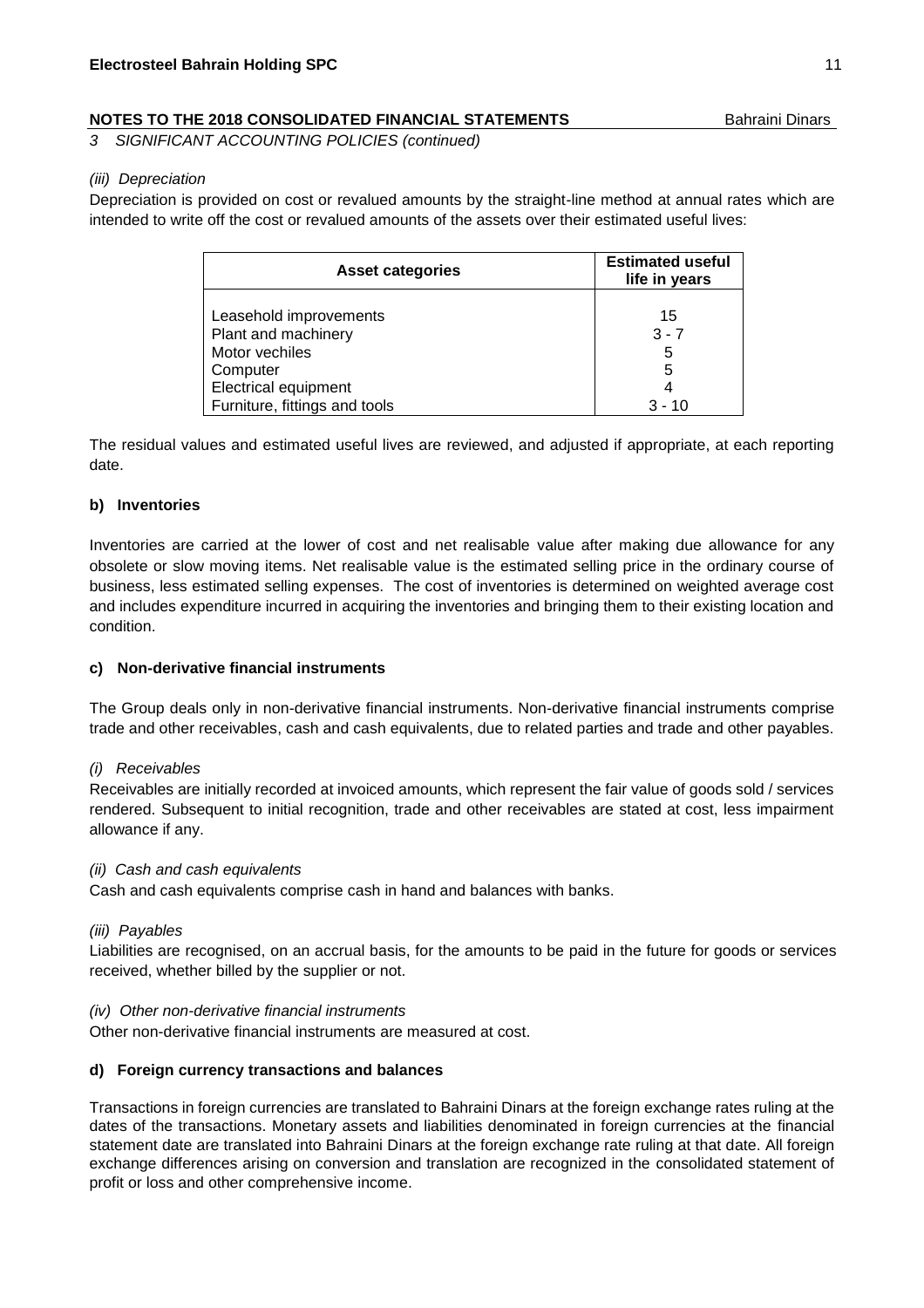*3 SIGNIFICANT ACCOUNTING POLICIES (continued)*

*(iii) Depreciation*

Depreciation is provided on cost or revalued amounts by the straight-line method at annual rates which are intended to write off the cost or revalued amounts of the assets over their estimated useful lives:

| Asset categories | Estimated useful life in years |
|---|---|
| Leasehold improvements | 15 |
| Plant and machinery | 3 - 7 |
| Motor vechiles | 5 |
| Computer | 5 |
| Electrical equipment | 4 |
| Furniture, fittings and tools | 3 - 10 |

The residual values and estimated useful lives are reviewed, and adjusted if appropriate, at each reporting date.

**b) Inventories**

Inventories are carried at the lower of cost and net realisable value after making due allowance for any obsolete or slow moving items. Net realisable value is the estimated selling price in the ordinary course of business, less estimated selling expenses. The cost of inventories is determined on weighted average cost and includes expenditure incurred in acquiring the inventories and bringing them to their existing location and condition.

**c) Non-derivative financial instruments**

The Group deals only in non-derivative financial instruments. Non-derivative financial instruments comprise trade and other receivables, cash and cash equivalents, due to related parties and trade and other payables.

*(i) Receivables*

Receivables are initially recorded at invoiced amounts, which represent the fair value of goods sold / services rendered. Subsequent to initial recognition, trade and other receivables are stated at cost, less impairment allowance if any.

*(ii) Cash and cash equivalents*

Cash and cash equivalents comprise cash in hand and balances with banks.

*(iii) Payables*

Liabilities are recognised, on an accrual basis, for the amounts to be paid in the future for goods or services received, whether billed by the supplier or not.

*(iv) Other non-derivative financial instruments*

Other non-derivative financial instruments are measured at cost.

**d) Foreign currency transactions and balances**

Transactions in foreign currencies are translated to Bahraini Dinars at the foreign exchange rates ruling at the dates of the transactions. Monetary assets and liabilities denominated in foreign currencies at the financial statement date are translated into Bahraini Dinars at the foreign exchange rate ruling at that date. All foreign exchange differences arising on conversion and translation are recognized in the consolidated statement of profit or loss and other comprehensive income.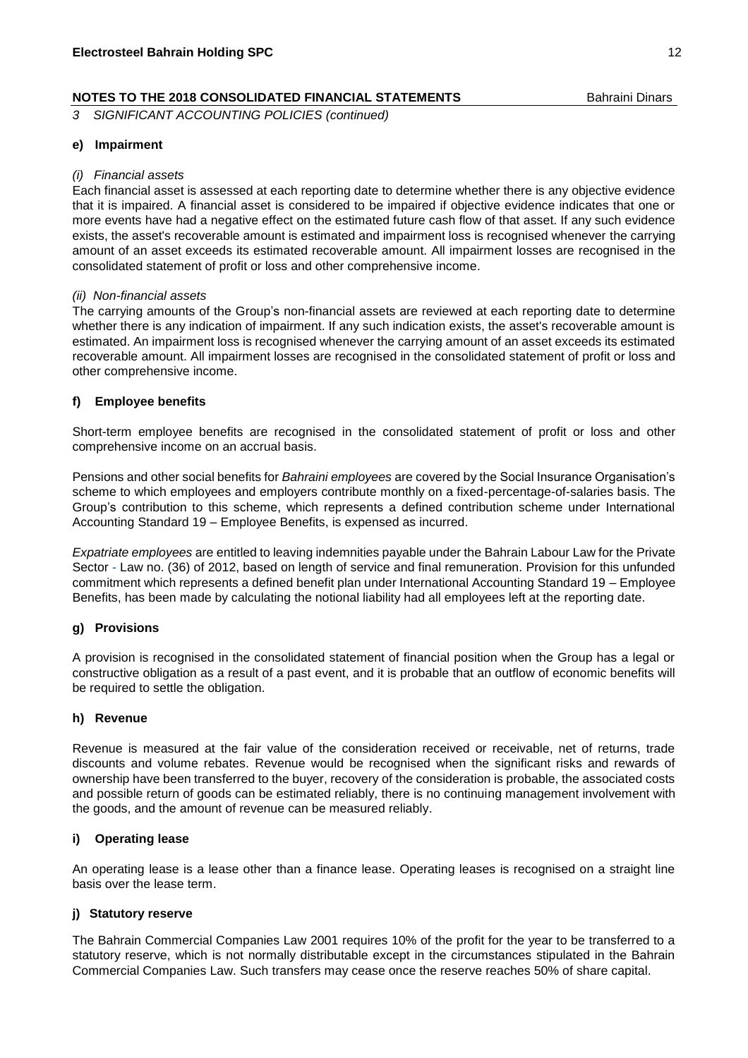*3 SIGNIFICANT ACCOUNTING POLICIES (continued)*

**e) Impairment**

*(i) Financial assets*

Each financial asset is assessed at each reporting date to determine whether there is any objective evidence that it is impaired. A financial asset is considered to be impaired if objective evidence indicates that one or more events have had a negative effect on the estimated future cash flow of that asset. If any such evidence exists, the asset's recoverable amount is estimated and impairment loss is recognised whenever the carrying amount of an asset exceeds its estimated recoverable amount. All impairment losses are recognised in the consolidated statement of profit or loss and other comprehensive income.

*(ii) Non-financial assets*

The carrying amounts of the Group's non-financial assets are reviewed at each reporting date to determine whether there is any indication of impairment. If any such indication exists, the asset's recoverable amount is estimated. An impairment loss is recognised whenever the carrying amount of an asset exceeds its estimated recoverable amount. All impairment losses are recognised in the consolidated statement of profit or loss and other comprehensive income.

**f) Employee benefits**

Short-term employee benefits are recognised in the consolidated statement of profit or loss and other comprehensive income on an accrual basis.

Pensions and other social benefits for *Bahraini employees* are covered by the Social Insurance Organisation's scheme to which employees and employers contribute monthly on a fixed-percentage-of-salaries basis. The Group's contribution to this scheme, which represents a defined contribution scheme under International Accounting Standard 19 – Employee Benefits, is expensed as incurred.

*Expatriate employees* are entitled to leaving indemnities payable under the Bahrain Labour Law for the Private Sector - Law no. (36) of 2012, based on length of service and final remuneration. Provision for this unfunded commitment which represents a defined benefit plan under International Accounting Standard 19 – Employee Benefits, has been made by calculating the notional liability had all employees left at the reporting date.

**g) Provisions**

A provision is recognised in the consolidated statement of financial position when the Group has a legal or constructive obligation as a result of a past event, and it is probable that an outflow of economic benefits will be required to settle the obligation.

**h) Revenue**

Revenue is measured at the fair value of the consideration received or receivable, net of returns, trade discounts and volume rebates. Revenue would be recognised when the significant risks and rewards of ownership have been transferred to the buyer, recovery of the consideration is probable, the associated costs and possible return of goods can be estimated reliably, there is no continuing management involvement with the goods, and the amount of revenue can be measured reliably.

**i) Operating lease**

An operating lease is a lease other than a finance lease. Operating leases is recognised on a straight line basis over the lease term.

**j) Statutory reserve**

The Bahrain Commercial Companies Law 2001 requires 10% of the profit for the year to be transferred to a statutory reserve, which is not normally distributable except in the circumstances stipulated in the Bahrain Commercial Companies Law. Such transfers may cease once the reserve reaches 50% of share capital.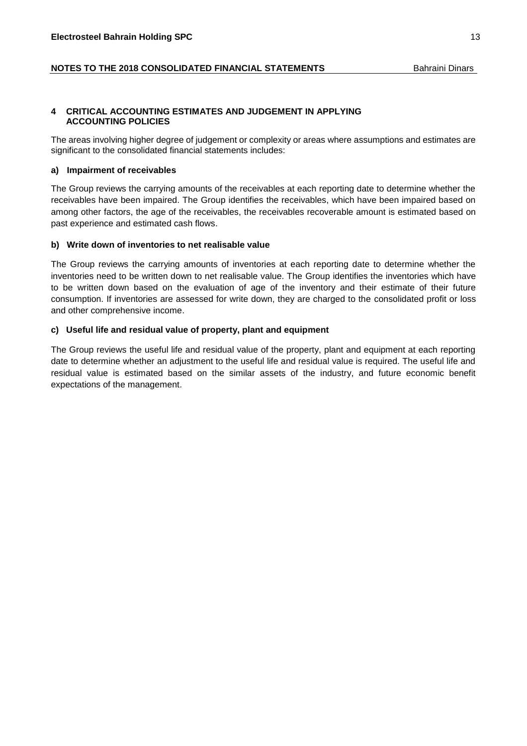## 4 CRITICAL ACCOUNTING ESTIMATES AND JUDGEMENT IN APPLYING ACCOUNTING POLICIES

The areas involving higher degree of judgement or complexity or areas where assumptions and estimates are significant to the consolidated financial statements includes:

### a) Impairment of receivables

The Group reviews the carrying amounts of the receivables at each reporting date to determine whether the receivables have been impaired. The Group identifies the receivables, which have been impaired based on among other factors, the age of the receivables, the receivables recoverable amount is estimated based on past experience and estimated cash flows.

### b) Write down of inventories to net realisable value

The Group reviews the carrying amounts of inventories at each reporting date to determine whether the inventories need to be written down to net realisable value. The Group identifies the inventories which have to be written down based on the evaluation of age of the inventory and their estimate of their future consumption. If inventories are assessed for write down, they are charged to the consolidated profit or loss and other comprehensive income.

### c) Useful life and residual value of property, plant and equipment

The Group reviews the useful life and residual value of the property, plant and equipment at each reporting date to determine whether an adjustment to the useful life and residual value is required. The useful life and residual value is estimated based on the similar assets of the industry, and future economic benefit expectations of the management.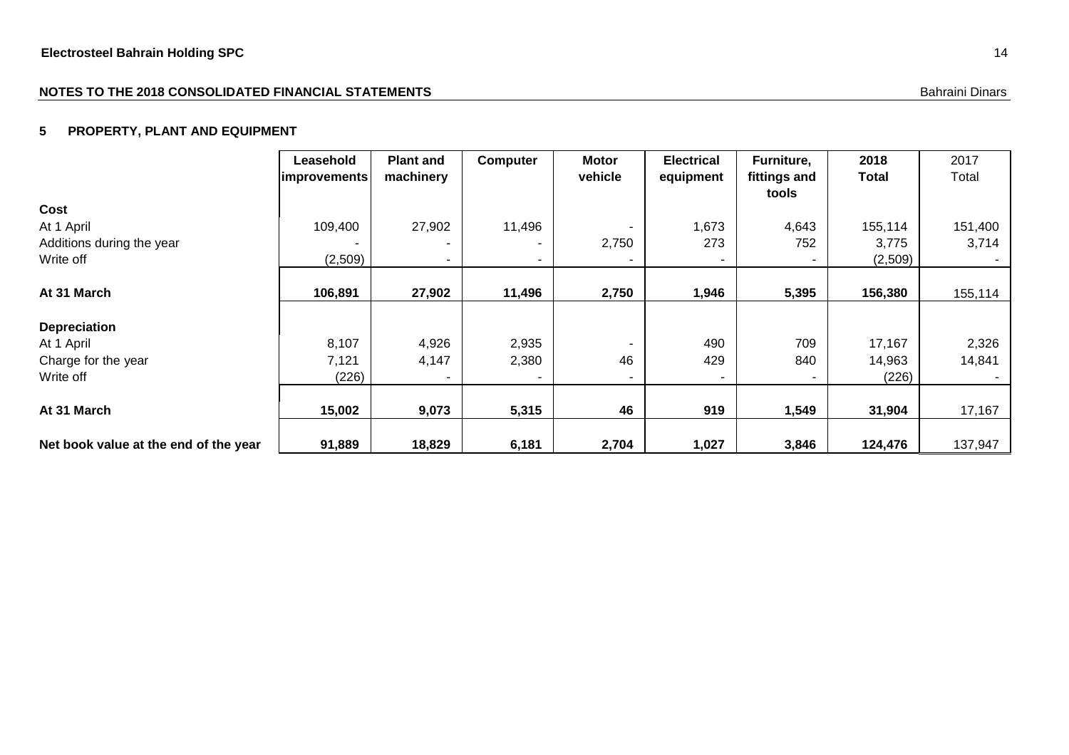**NOTES TO THE 2018 CONSOLIDATED FINANCIAL STATEMENTS** Bahraini Dinars

## 5 PROPERTY, PLANT AND EQUIPMENT

| | Leasehold improvements | Plant and machinery | Computer | Motor vehicle | Electrical equipment | Furniture, fittings and tools | 2018 Total | 2017 Total |
|---|---|---|---|---|---|---|---|---|
| **Cost** | | | | | | | | |
| At 1 April | 109,400 | 27,902 | 11,496 | - | 1,673 | 4,643 | 155,114 | 151,400 |
| Additions during the year | - | - | - | 2,750 | 273 | 752 | 3,775 | 3,714 |
| Write off | (2,509) | - | - | - | - | - | (2,509) | - |
| **At 31 March** | **106,891** | **27,902** | **11,496** | **2,750** | **1,946** | **5,395** | **156,380** | 155,114 |
| **Depreciation** | | | | | | | | |
| At 1 April | 8,107 | 4,926 | 2,935 | - | 490 | 709 | 17,167 | 2,326 |
| Charge for the year | 7,121 | 4,147 | 2,380 | 46 | 429 | 840 | 14,963 | 14,841 |
| Write off | (226) | - | - | - | - | - | (226) | - |
| **At 31 March** | **15,002** | **9,073** | **5,315** | **46** | **919** | **1,549** | **31,904** | 17,167 |
| **Net book value at the end of the year** | **91,889** | **18,829** | **6,181** | **2,704** | **1,027** | **3,846** | **124,476** | 137,947 |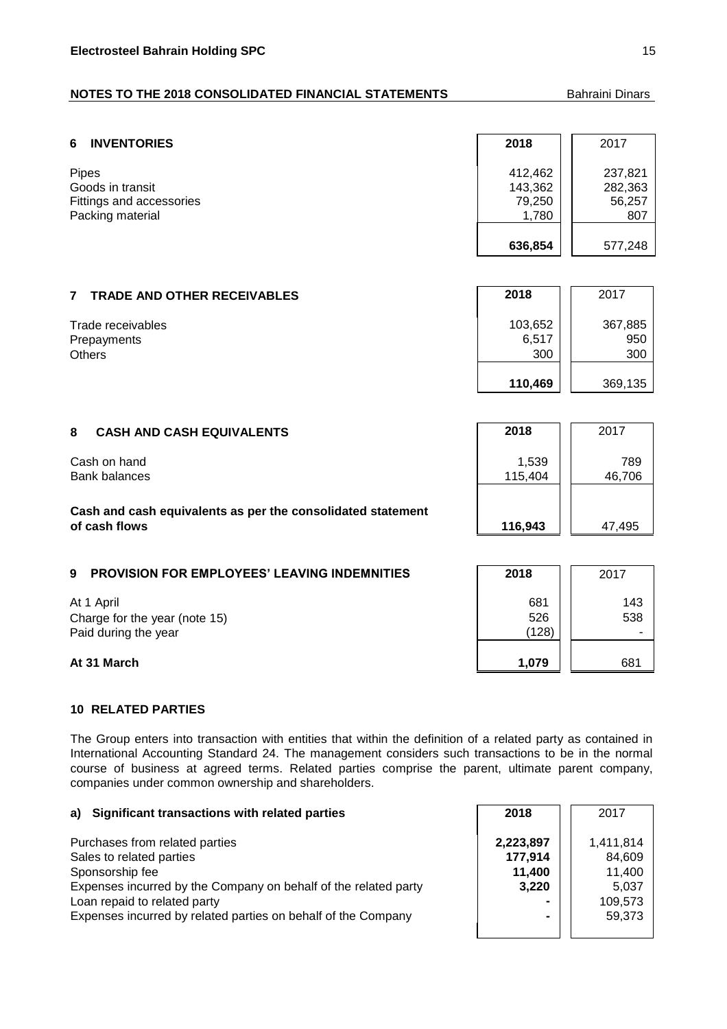## NOTES TO THE 2018 CONSOLIDATED FINANCIAL STATEMENTS

Bahraini Dinars

### 6 INVENTORIES

| | 2018 | 2017 |
|---|---|---|
| Pipes | 412,462 | 237,821 |
| Goods in transit | 143,362 | 282,363 |
| Fittings and accessories | 79,250 | 56,257 |
| Packing material | 1,780 | 807 |
| | **636,854** | 577,248 |

### 7 TRADE AND OTHER RECEIVABLES

| | 2018 | 2017 |
|---|---|---|
| Trade receivables | 103,652 | 367,885 |
| Prepayments | 6,517 | 950 |
| Others | 300 | 300 |
| | **110,469** | 369,135 |

### 8 CASH AND CASH EQUIVALENTS

| | 2018 | 2017 |
|---|---|---|
| Cash on hand | 1,539 | 789 |
| Bank balances | 115,404 | 46,706 |
| **Cash and cash equivalents as per the consolidated statement of cash flows** | **116,943** | 47,495 |

### 9 PROVISION FOR EMPLOYEES' LEAVING INDEMNITIES

| | 2018 | 2017 |
|---|---|---|
| At 1 April | 681 | 143 |
| Charge for the year (note 15) | 526 | 538 |
| Paid during the year | (128) | - |
| **At 31 March** | **1,079** | 681 |

### 10 RELATED PARTIES

The Group enters into transaction with entities that within the definition of a related party as contained in International Accounting Standard 24. The management considers such transactions to be in the normal course of business at agreed terms. Related parties comprise the parent, ultimate parent company, companies under common ownership and shareholders.

**a) Significant transactions with related parties**

| | 2018 | 2017 |
|---|---|---|
| Purchases from related parties | **2,223,897** | 1,411,814 |
| Sales to related parties | **177,914** | 84,609 |
| Sponsorship fee | **11,400** | 11,400 |
| Expenses incurred by the Company on behalf of the related party | **3,220** | 5,037 |
| Loan repaid to related party | **-** | 109,573 |
| Expenses incurred by related parties on behalf of the Company | **-** | 59,373 |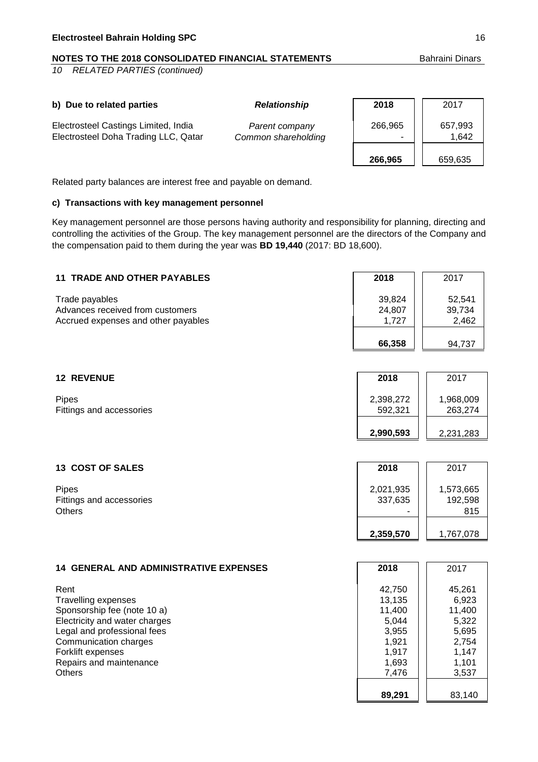*10 RELATED PARTIES (continued)*

**b) Due to related parties**

| | *Relationship* | 2018 | 2017 |
|---|---|---|---|
| Electrosteel Castings Limited, India | *Parent company* | 266,965 | 657,993 |
| Electrosteel Doha Trading LLC, Qatar | *Common shareholding* | - | 1,642 |
| | | **266,965** | 659,635 |

Related party balances are interest free and payable on demand.

**c) Transactions with key management personnel**

Key management personnel are those persons having authority and responsibility for planning, directing and controlling the activities of the Group. The key management personnel are the directors of the Company and the compensation paid to them during the year was **BD 19,440** (2017: BD 18,600).

## 11 TRADE AND OTHER PAYABLES

| | 2018 | 2017 |
|---|---|---|
| Trade payables | 39,824 | 52,541 |
| Advances received from customers | 24,807 | 39,734 |
| Accrued expenses and other payables | 1,727 | 2,462 |
| | **66,358** | 94,737 |

## 12 REVENUE

| | 2018 | 2017 |
|---|---|---|
| Pipes | 2,398,272 | 1,968,009 |
| Fittings and accessories | 592,321 | 263,274 |
| | **2,990,593** | 2,231,283 |

## 13 COST OF SALES

| | 2018 | 2017 |
|---|---|---|
| Pipes | 2,021,935 | 1,573,665 |
| Fittings and accessories | 337,635 | 192,598 |
| Others | - | 815 |
| | **2,359,570** | 1,767,078 |

## 14 GENERAL AND ADMINISTRATIVE EXPENSES

| | 2018 | 2017 |
|---|---|---|
| Rent | 42,750 | 45,261 |
| Travelling expenses | 13,135 | 6,923 |
| Sponsorship fee (note 10 a) | 11,400 | 11,400 |
| Electricity and water charges | 5,044 | 5,322 |
| Legal and professional fees | 3,955 | 5,695 |
| Communication charges | 1,921 | 2,754 |
| Forklift expenses | 1,917 | 1,147 |
| Repairs and maintenance | 1,693 | 1,101 |
| Others | 7,476 | 3,537 |
| | **89,291** | 83,140 |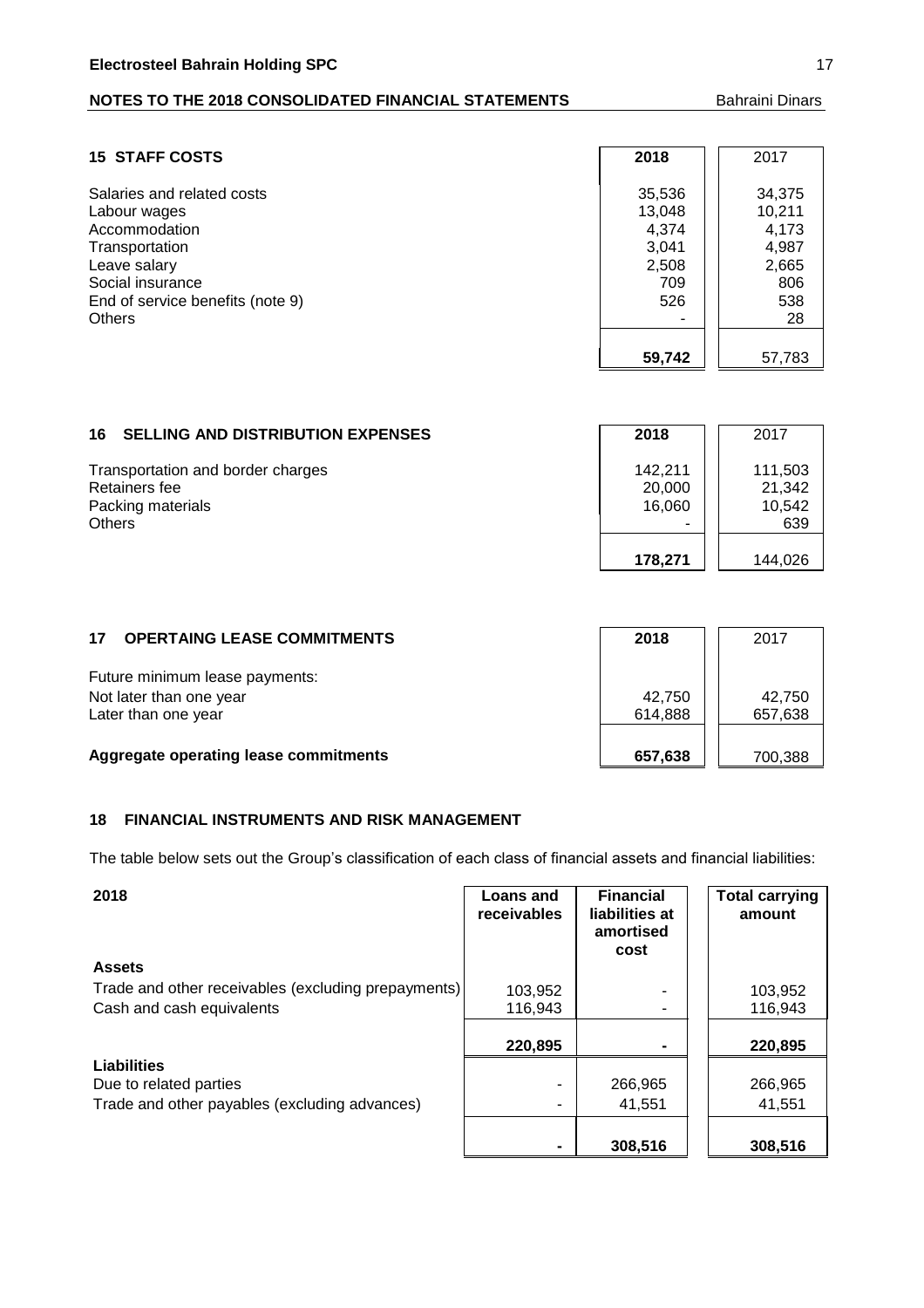## 15 STAFF COSTS

| | 2018 | 2017 |
|---|---|---|
| Salaries and related costs | 35,536 | 34,375 |
| Labour wages | 13,048 | 10,211 |
| Accommodation | 4,374 | 4,173 |
| Transportation | 3,041 | 4,987 |
| Leave salary | 2,508 | 2,665 |
| Social insurance | 709 | 806 |
| End of service benefits (note 9) | 526 | 538 |
| Others | - | 28 |
| | **59,742** | 57,783 |

## 16 SELLING AND DISTRIBUTION EXPENSES

| | 2018 | 2017 |
|---|---|---|
| Transportation and border charges | 142,211 | 111,503 |
| Retainers fee | 20,000 | 21,342 |
| Packing materials | 16,060 | 10,542 |
| Others | - | 639 |
| | **178,271** | 144,026 |

## 17 OPERTAING LEASE COMMITMENTS

| | 2018 | 2017 |
|---|---|---|
| Future minimum lease payments: | | |
| Not later than one year | 42,750 | 42,750 |
| Later than one year | 614,888 | 657,638 |
| **Aggregate operating lease commitments** | **657,638** | 700,388 |

## 18 FINANCIAL INSTRUMENTS AND RISK MANAGEMENT

The table below sets out the Group's classification of each class of financial assets and financial liabilities:

| 2018 | Loans and receivables | Financial liabilities at amortised cost | Total carrying amount |
|---|---|---|---|
| **Assets** | | | |
| Trade and other receivables (excluding prepayments) | 103,952 | - | 103,952 |
| Cash and cash equivalents | 116,943 | - | 116,943 |
| | **220,895** | **-** | **220,895** |
| **Liabilities** | | | |
| Due to related parties | - | 266,965 | 266,965 |
| Trade and other payables (excluding advances) | - | 41,551 | 41,551 |
| | **-** | **308,516** | **308,516** |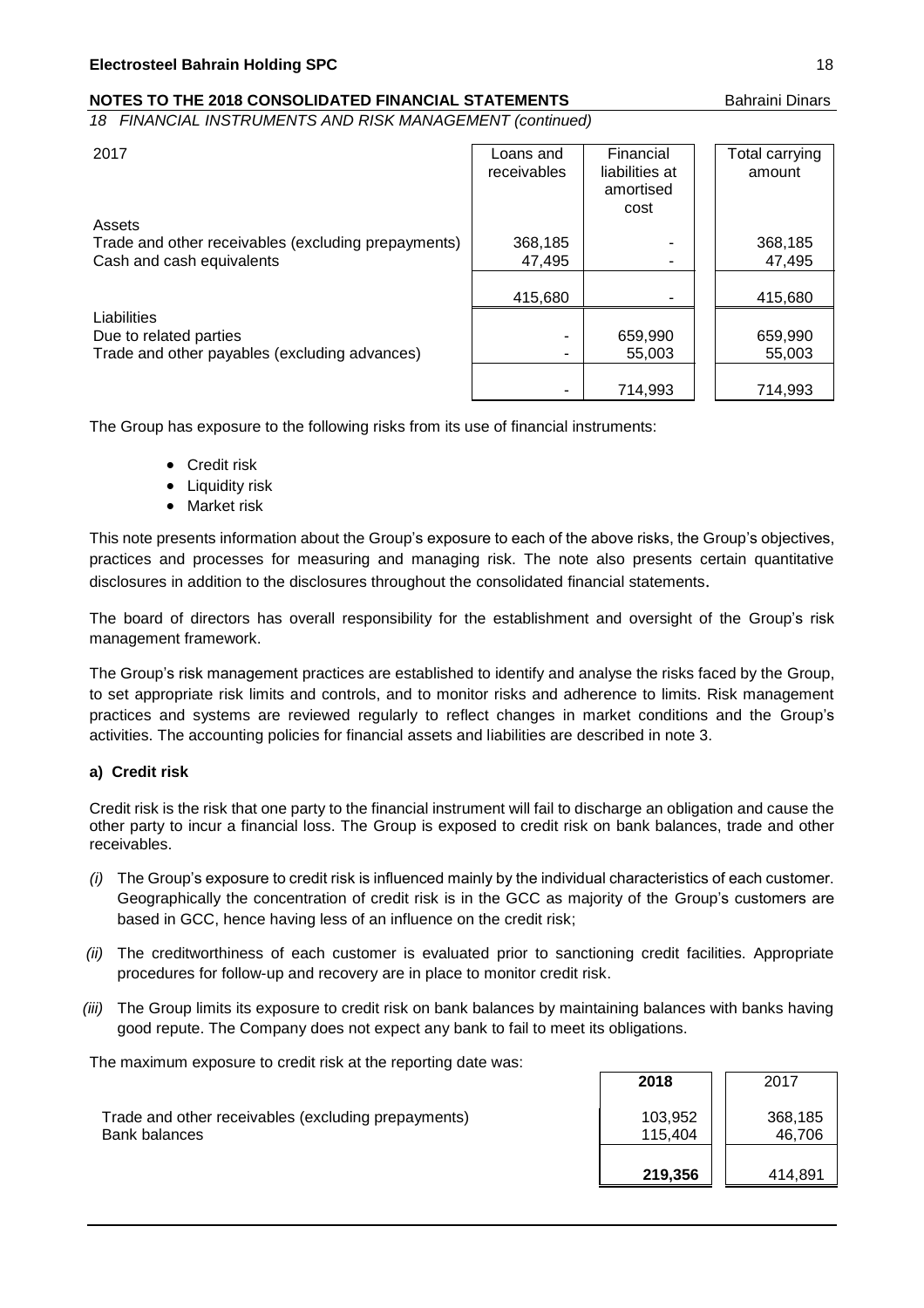*18 FINANCIAL INSTRUMENTS AND RISK MANAGEMENT (continued)*

| 2017 | Loans and receivables | Financial liabilities at amortised cost | Total carrying amount |
|---|---|---|---|
| Assets | | | |
| Trade and other receivables (excluding prepayments) | 368,185 | - | 368,185 |
| Cash and cash equivalents | 47,495 | - | 47,495 |
| | 415,680 | - | 415,680 |
| Liabilities | | | |
| Due to related parties | - | 659,990 | 659,990 |
| Trade and other payables (excluding advances) | - | 55,003 | 55,003 |
| | - | 714,993 | 714,993 |

The Group has exposure to the following risks from its use of financial instruments:

- Credit risk
- Liquidity risk
- Market risk

This note presents information about the Group's exposure to each of the above risks, the Group's objectives, practices and processes for measuring and managing risk. The note also presents certain quantitative disclosures in addition to the disclosures throughout the consolidated financial statements.

The board of directors has overall responsibility for the establishment and oversight of the Group's risk management framework.

The Group's risk management practices are established to identify and analyse the risks faced by the Group, to set appropriate risk limits and controls, and to monitor risks and adherence to limits. Risk management practices and systems are reviewed regularly to reflect changes in market conditions and the Group's activities. The accounting policies for financial assets and liabilities are described in note 3.

**a) Credit risk**

Credit risk is the risk that one party to the financial instrument will fail to discharge an obligation and cause the other party to incur a financial loss. The Group is exposed to credit risk on bank balances, trade and other receivables.

*(i)* The Group's exposure to credit risk is influenced mainly by the individual characteristics of each customer. Geographically the concentration of credit risk is in the GCC as majority of the Group's customers are based in GCC, hence having less of an influence on the credit risk;

*(ii)* The creditworthiness of each customer is evaluated prior to sanctioning credit facilities. Appropriate procedures for follow-up and recovery are in place to monitor credit risk.

*(iii)* The Group limits its exposure to credit risk on bank balances by maintaining balances with banks having good repute. The Company does not expect any bank to fail to meet its obligations.

The maximum exposure to credit risk at the reporting date was:

| | **2018** | 2017 |
|---|---|---|
| Trade and other receivables (excluding prepayments) | 103,952 | 368,185 |
| Bank balances | 115,404 | 46,706 |
| | **219,356** | 414,891 |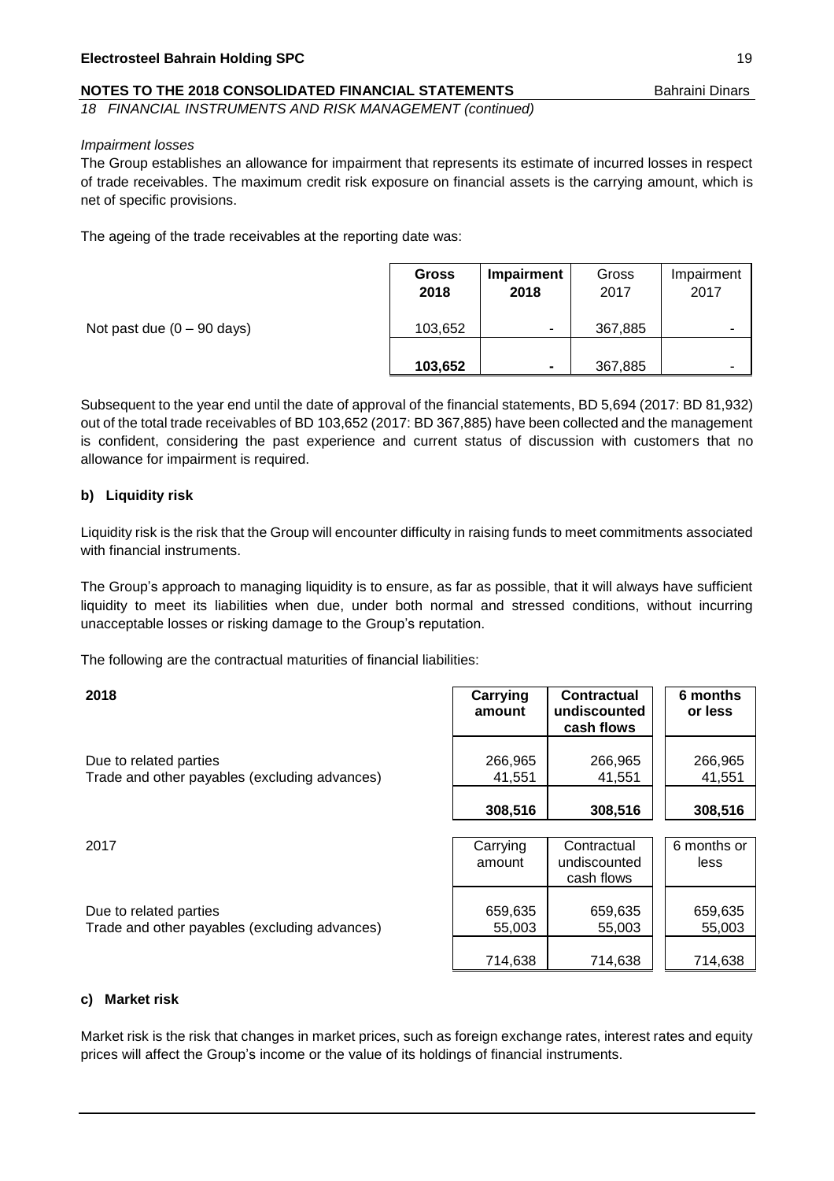*18 FINANCIAL INSTRUMENTS AND RISK MANAGEMENT (continued)*

*Impairment losses*

The Group establishes an allowance for impairment that represents its estimate of incurred losses in respect of trade receivables. The maximum credit risk exposure on financial assets is the carrying amount, which is net of specific provisions.

The ageing of the trade receivables at the reporting date was:

| | **Gross 2018** | **Impairment 2018** | Gross 2017 | Impairment 2017 |
|---|---|---|---|---|
| Not past due (0 – 90 days) | 103,652 | - | 367,885 | - |
| | **103,652** | **-** | 367,885 | - |

Subsequent to the year end until the date of approval of the financial statements, BD 5,694 (2017: BD 81,932) out of the total trade receivables of BD 103,652 (2017: BD 367,885) have been collected and the management is confident, considering the past experience and current status of discussion with customers that no allowance for impairment is required.

### b) Liquidity risk

Liquidity risk is the risk that the Group will encounter difficulty in raising funds to meet commitments associated with financial instruments.

The Group's approach to managing liquidity is to ensure, as far as possible, that it will always have sufficient liquidity to meet its liabilities when due, under both normal and stressed conditions, without incurring unacceptable losses or risking damage to the Group's reputation.

The following are the contractual maturities of financial liabilities:

| **2018** | **Carrying amount** | **Contractual undiscounted cash flows** | **6 months or less** |
|---|---|---|---|
| Due to related parties | 266,965 | 266,965 | 266,965 |
| Trade and other payables (excluding advances) | 41,551 | 41,551 | 41,551 |
| | **308,516** | **308,516** | **308,516** |

| 2017 | Carrying amount | Contractual undiscounted cash flows | 6 months or less |
|---|---|---|---|
| Due to related parties | 659,635 | 659,635 | 659,635 |
| Trade and other payables (excluding advances) | 55,003 | 55,003 | 55,003 |
| | 714,638 | 714,638 | 714,638 |

### c) Market risk

Market risk is the risk that changes in market prices, such as foreign exchange rates, interest rates and equity prices will affect the Group's income or the value of its holdings of financial instruments.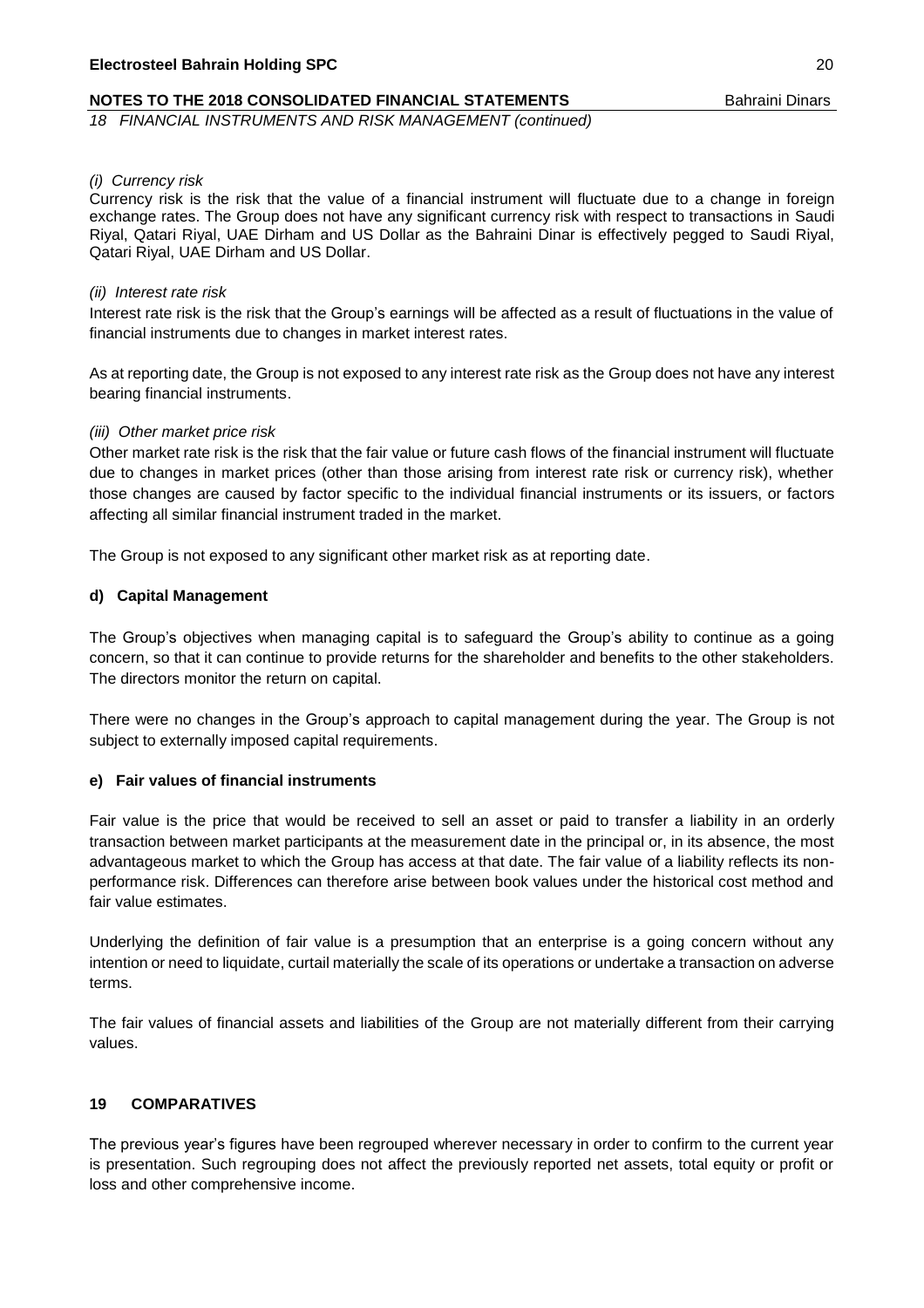*18 FINANCIAL INSTRUMENTS AND RISK MANAGEMENT (continued)*

*(i) Currency risk*

Currency risk is the risk that the value of a financial instrument will fluctuate due to a change in foreign exchange rates. The Group does not have any significant currency risk with respect to transactions in Saudi Riyal, Qatari Riyal, UAE Dirham and US Dollar as the Bahraini Dinar is effectively pegged to Saudi Riyal, Qatari Riyal, UAE Dirham and US Dollar.

*(ii) Interest rate risk*

Interest rate risk is the risk that the Group's earnings will be affected as a result of fluctuations in the value of financial instruments due to changes in market interest rates.

As at reporting date, the Group is not exposed to any interest rate risk as the Group does not have any interest bearing financial instruments.

*(iii) Other market price risk*

Other market rate risk is the risk that the fair value or future cash flows of the financial instrument will fluctuate due to changes in market prices (other than those arising from interest rate risk or currency risk), whether those changes are caused by factor specific to the individual financial instruments or its issuers, or factors affecting all similar financial instrument traded in the market.

The Group is not exposed to any significant other market risk as at reporting date.

**d) Capital Management**

The Group's objectives when managing capital is to safeguard the Group's ability to continue as a going concern, so that it can continue to provide returns for the shareholder and benefits to the other stakeholders. The directors monitor the return on capital.

There were no changes in the Group's approach to capital management during the year. The Group is not subject to externally imposed capital requirements.

**e) Fair values of financial instruments**

Fair value is the price that would be received to sell an asset or paid to transfer a liability in an orderly transaction between market participants at the measurement date in the principal or, in its absence, the most advantageous market to which the Group has access at that date. The fair value of a liability reflects its non-performance risk. Differences can therefore arise between book values under the historical cost method and fair value estimates.

Underlying the definition of fair value is a presumption that an enterprise is a going concern without any intention or need to liquidate, curtail materially the scale of its operations or undertake a transaction on adverse terms.

The fair values of financial assets and liabilities of the Group are not materially different from their carrying values.

## 19 COMPARATIVES

The previous year's figures have been regrouped wherever necessary in order to confirm to the current year is presentation. Such regrouping does not affect the previously reported net assets, total equity or profit or loss and other comprehensive income.